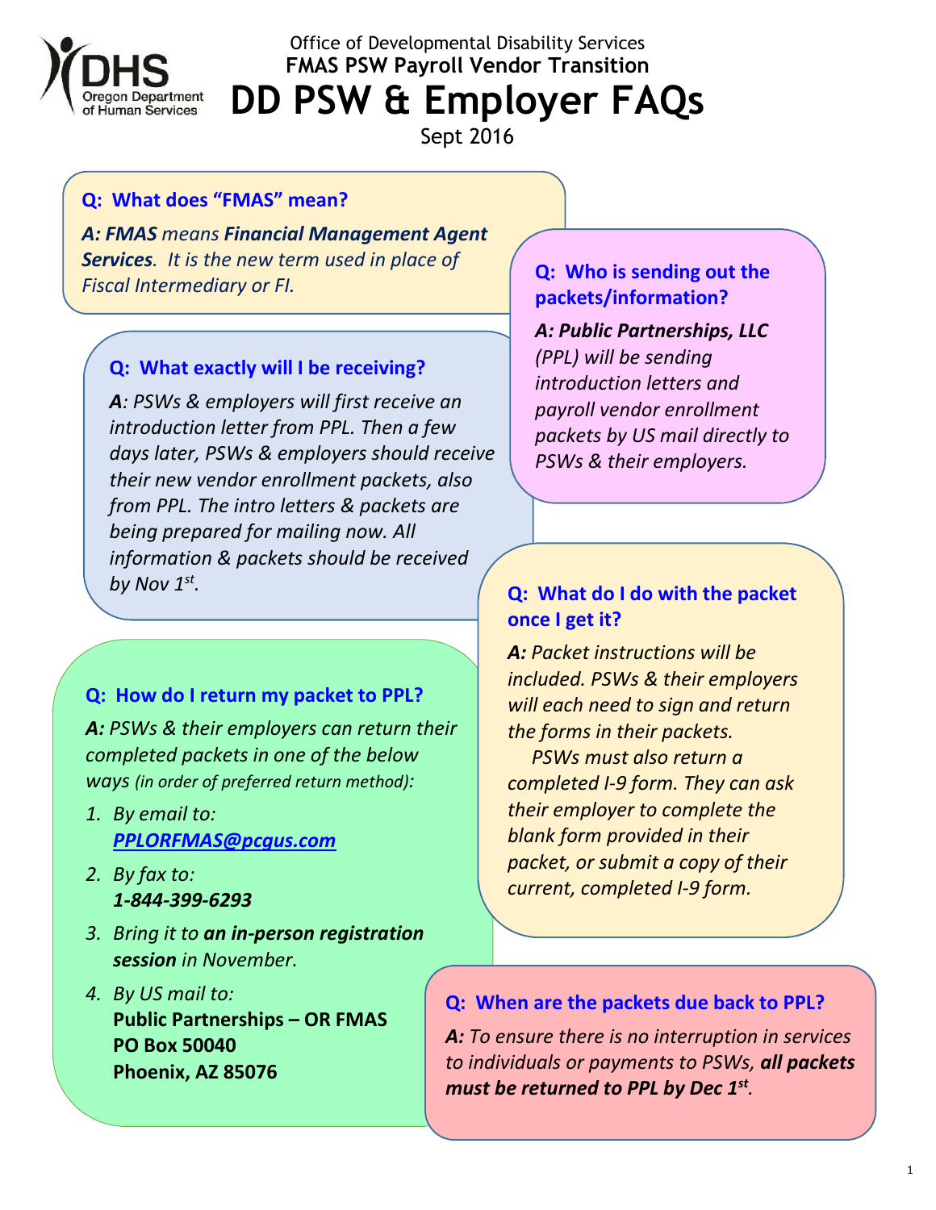Office of Developmental Disability Services

**FMAS PSW Payroll Vendor Transition**

# DD PSW & Employer FAQs

Sept 2016

### Q: What does "FMAS" mean?

***A: FMAS*** *means* ***Financial Management Agent Services****. It is the new term used in place of Fiscal Intermediary or FI.*

### Q: Who is sending out the packets/information?

***A: Public Partnerships, LLC*** *(PPL) will be sending introduction letters and payroll vendor enrollment packets by US mail directly to PSWs & their employers.*

### Q: What exactly will I be receiving?

***A****: PSWs & employers will first receive an introduction letter from PPL. Then a few days later, PSWs & employers should receive their new vendor enrollment packets, also from PPL. The intro letters & packets are being prepared for mailing now. All information & packets should be received by Nov 1st.*

### Q: What do I do with the packet once I get it?

***A:*** *Packet instructions will be included. PSWs & their employers will each need to sign and return the forms in their packets.*

*PSWs must also return a completed I-9 form. They can ask their employer to complete the blank form provided in their packet, or submit a copy of their current, completed I-9 form.*

### Q: How do I return my packet to PPL?

***A:*** *PSWs & their employers can return their completed packets in one of the below ways (in order of preferred return method):*

1. *By email to:* [PPLORFMAS@pcgus.com](mailto:PPLORFMAS@pcgus.com)
2. *By fax to:* ***1-844-399-6293***
3. *Bring it to* ***an in-person registration session*** *in November.*
4. *By US mail to:*
   **Public Partnerships – OR FMAS**
   **PO Box 50040**
   **Phoenix, AZ 85076**

### Q: When are the packets due back to PPL?

***A:*** *To ensure there is no interruption in services to individuals or payments to PSWs,* ***all packets must be returned to PPL by Dec 1st****.*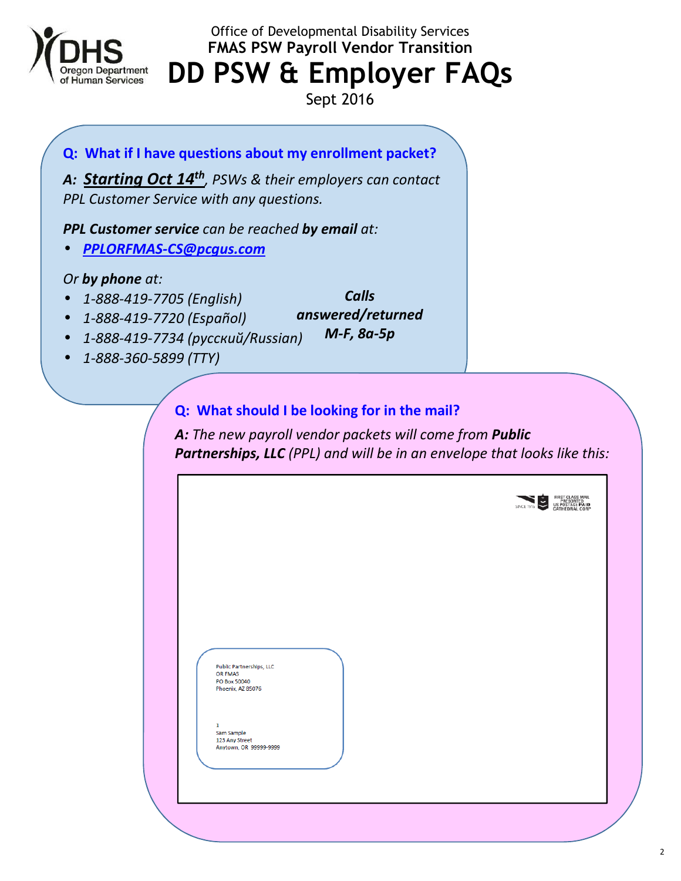Office of Developmental Disability Services

**FMAS PSW Payroll Vendor Transition**

# DD PSW & Employer FAQs

Sept 2016

## Q: What if I have questions about my enrollment packet?

***A: Starting Oct 14th**, PSWs & their employers can contact PPL Customer Service with any questions.*

***PPL Customer service** can be reached **by email** at:*

- ***PPLORFMAS-CS@pcgus.com***

*Or **by phone** at:*

- *1-888-419-7705 (English)*
- *1-888-419-7720 (Español)*
- *1-888-419-7734 (русский/Russian)*
- *1-888-360-5899 (TTY)*

***Calls answered/returned M-F, 8a-5p***

## Q: What should I be looking for in the mail?

***A:** The new payroll vendor packets will come from **Public Partnerships, LLC** (PPL) and will be in an envelope that looks like this:*

SINCE 1916

FIRST CLASS MAIL
PRESORTED
US POSTAGE PAID
CATHEDRAL CORP

Public Partnerships, LLC
OR FMAS
PO Box 50040
Phoenix, AZ 85076

1
Sam Sample
123 Any Street
Anytown, OR 99999-9999